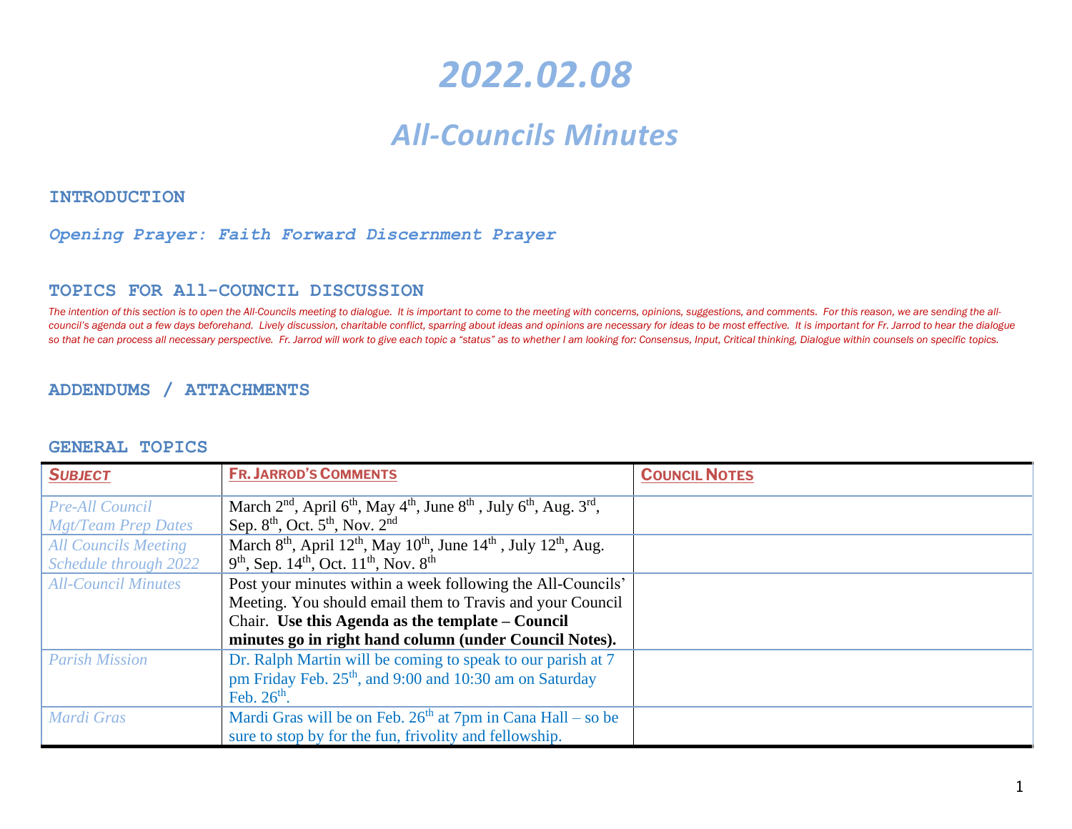# 2022.02.08

# All-Councils Minutes

## INTRODUCTION

*Opening Prayer: Faith Forward Discernment Prayer*

## TOPICS FOR All-COUNCIL DISCUSSION

*The intention of this section is to open the All-Councils meeting to dialogue. It is important to come to the meeting with concerns, opinions, suggestions, and comments. For this reason, we are sending the all-council's agenda out a few days beforehand. Lively discussion, charitable conflict, sparring about ideas and opinions are necessary for ideas to be most effective. It is important for Fr. Jarrod to hear the dialogue so that he can process all necessary perspective. Fr. Jarrod will work to give each topic a "status" as to whether I am looking for: Consensus, Input, Critical thinking, Dialogue within counsels on specific topics.*

## ADDENDUMS / ATTACHMENTS

## GENERAL TOPICS

| SUBJECT | FR. JARROD'S COMMENTS | COUNCIL NOTES |
|---|---|---|
| *Pre-All Council Mgt/Team Prep Dates* | March 2nd, April 6th, May 4th, June 8th, July 6th, Aug. 3rd, Sep. 8th, Oct. 5th, Nov. 2nd | |
| *All Councils Meeting Schedule through 2022* | March 8th, April 12th, May 10th, June 14th, July 12th, Aug. 9th, Sep. 14th, Oct. 11th, Nov. 8th | |
| *All-Council Minutes* | Post your minutes within a week following the All-Councils' Meeting. You should email them to Travis and your Council Chair. **Use this Agenda as the template – Council minutes go in right hand column (under Council Notes).** | |
| *Parish Mission* | Dr. Ralph Martin will be coming to speak to our parish at 7 pm Friday Feb. 25th, and 9:00 and 10:30 am on Saturday Feb. 26th. | |
| *Mardi Gras* | Mardi Gras will be on Feb. 26th at 7pm in Cana Hall – so be sure to stop by for the fun, frivolity and fellowship. | |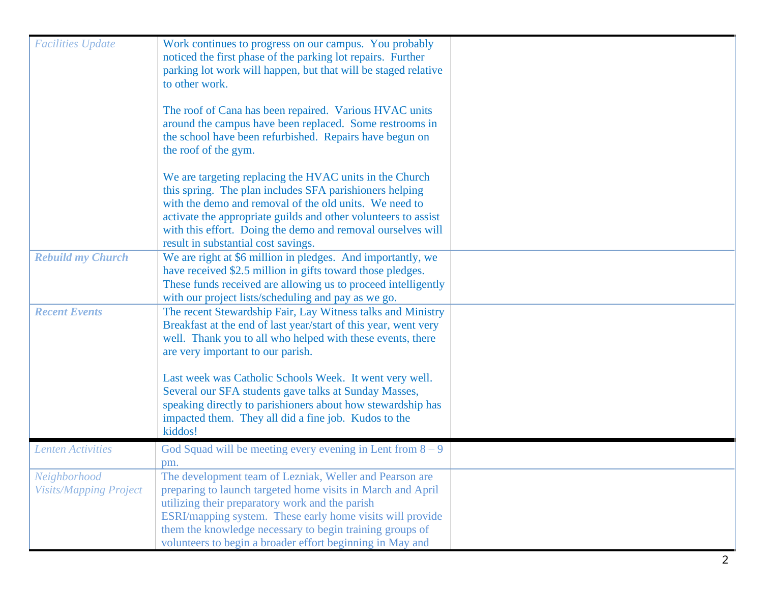| | | |
|---|---|---|
| *Facilities Update* | Work continues to progress on our campus. You probably noticed the first phase of the parking lot repairs. Further parking lot work will happen, but that will be staged relative to other work.<br><br>The roof of Cana has been repaired. Various HVAC units around the campus have been replaced. Some restrooms in the school have been refurbished. Repairs have begun on the roof of the gym.<br><br>We are targeting replacing the HVAC units in the Church this spring. The plan includes SFA parishioners helping with the demo and removal of the old units. We need to activate the appropriate guilds and other volunteers to assist with this effort. Doing the demo and removal ourselves will result in substantial cost savings. | |
| ***Rebuild my Church*** | We are right at $6 million in pledges. And importantly, we have received $2.5 million in gifts toward those pledges. These funds received are allowing us to proceed intelligently with our project lists/scheduling and pay as we go. | |
| ***Recent Events*** | The recent Stewardship Fair, Lay Witness talks and Ministry Breakfast at the end of last year/start of this year, went very well. Thank you to all who helped with these events, there are very important to our parish.<br><br>Last week was Catholic Schools Week. It went very well. Several our SFA students gave talks at Sunday Masses, speaking directly to parishioners about how stewardship has impacted them. They all did a fine job. Kudos to the kiddos! | |
| *Lenten Activities* | God Squad will be meeting every evening in Lent from 8 – 9 pm. | |
| *Neighborhood Visits/Mapping Project* | The development team of Lezniak, Weller and Pearson are preparing to launch targeted home visits in March and April utilizing their preparatory work and the parish ESRI/mapping system. These early home visits will provide them the knowledge necessary to begin training groups of volunteers to begin a broader effort beginning in May and | |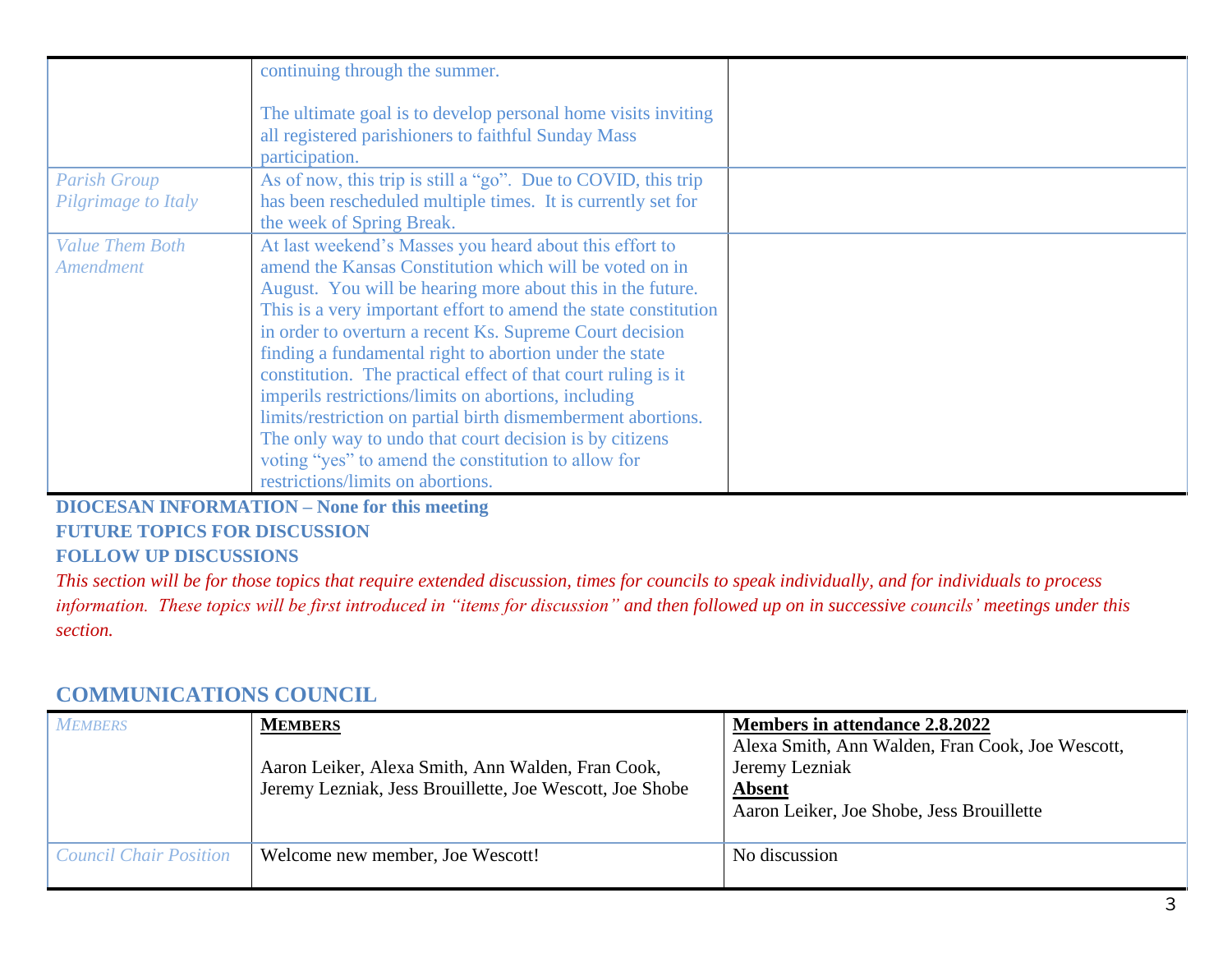| | | |
|---|---|---|
| | continuing through the summer.<br><br>The ultimate goal is to develop personal home visits inviting all registered parishioners to faithful Sunday Mass participation. | |
| *Parish Group Pilgrimage to Italy* | As of now, this trip is still a "go". Due to COVID, this trip has been rescheduled multiple times. It is currently set for the week of Spring Break. | |
| *Value Them Both Amendment* | At last weekend's Masses you heard about this effort to amend the Kansas Constitution which will be voted on in August. You will be hearing more about this in the future. This is a very important effort to amend the state constitution in order to overturn a recent Ks. Supreme Court decision finding a fundamental right to abortion under the state constitution. The practical effect of that court ruling is it imperils restrictions/limits on abortions, including limits/restriction on partial birth dismemberment abortions. The only way to undo that court decision is by citizens voting "yes" to amend the constitution to allow for restrictions/limits on abortions. | |

**DIOCESAN INFORMATION – None for this meeting**

**FUTURE TOPICS FOR DISCUSSION**

**FOLLOW UP DISCUSSIONS**

*This section will be for those topics that require extended discussion, times for councils to speak individually, and for individuals to process information. These topics will be first introduced in "items for discussion" and then followed up on in successive councils' meetings under this section.*

## COMMUNICATIONS COUNCIL

| *MEMBERS* | **MEMBERS**<br><br>Aaron Leiker, Alexa Smith, Ann Walden, Fran Cook, Jeremy Lezniak, Jess Brouillette, Joe Wescott, Joe Shobe | **Members in attendance 2.8.2022**<br>Alexa Smith, Ann Walden, Fran Cook, Joe Wescott, Jeremy Lezniak<br>**Absent**<br>Aaron Leiker, Joe Shobe, Jess Brouillette |
|---|---|---|
| *Council Chair Position* | Welcome new member, Joe Wescott! | No discussion |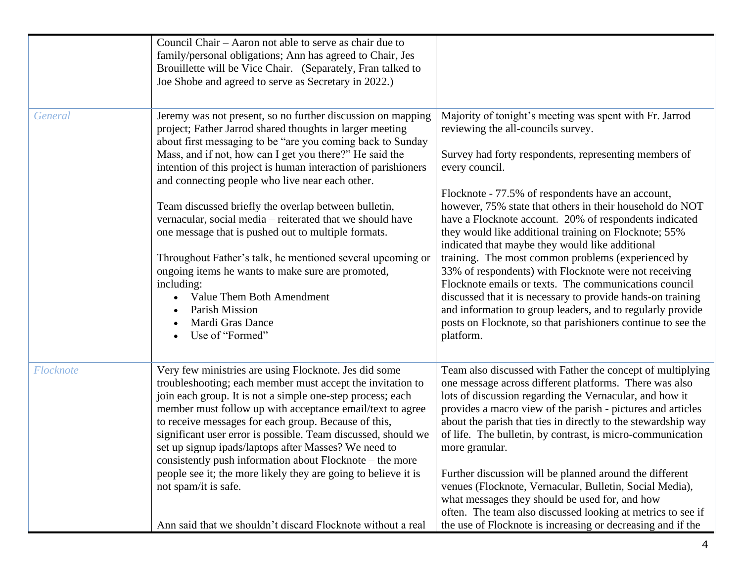| | | |
|---|---|---|
| | Council Chair – Aaron not able to serve as chair due to family/personal obligations; Ann has agreed to Chair, Jes Brouillette will be Vice Chair. (Separately, Fran talked to Joe Shobe and agreed to serve as Secretary in 2022.) | |
| *General* | Jeremy was not present, so no further discussion on mapping project; Father Jarrod shared thoughts in larger meeting about first messaging to be "are you coming back to Sunday Mass, and if not, how can I get you there?" He said the intention of this project is human interaction of parishioners and connecting people who live near each other.<br><br>Team discussed briefly the overlap between bulletin, vernacular, social media – reiterated that we should have one message that is pushed out to multiple formats.<br><br>Throughout Father's talk, he mentioned several upcoming or ongoing items he wants to make sure are promoted, including:<br>• Value Them Both Amendment<br>• Parish Mission<br>• Mardi Gras Dance<br>• Use of "Formed" | Majority of tonight's meeting was spent with Fr. Jarrod reviewing the all-councils survey.<br><br>Survey had forty respondents, representing members of every council.<br><br>Flocknote - 77.5% of respondents have an account, however, 75% state that others in their household do NOT have a Flocknote account. 20% of respondents indicated they would like additional training on Flocknote; 55% indicated that maybe they would like additional training. The most common problems (experienced by 33% of respondents) with Flocknote were not receiving Flocknote emails or texts. The communications council discussed that it is necessary to provide hands-on training and information to group leaders, and to regularly provide posts on Flocknote, so that parishioners continue to see the platform. |
| *Flocknote* | Very few ministries are using Flocknote. Jes did some troubleshooting; each member must accept the invitation to join each group. It is not a simple one-step process; each member must follow up with acceptance email/text to agree to receive messages for each group. Because of this, significant user error is possible. Team discussed, should we set up signup ipads/laptops after Masses? We need to consistently push information about Flocknote – the more people see it; the more likely they are going to believe it is not spam/it is safe.<br><br>Ann said that we shouldn't discard Flocknote without a real | Team also discussed with Father the concept of multiplying one message across different platforms. There was also lots of discussion regarding the Vernacular, and how it provides a macro view of the parish - pictures and articles about the parish that ties in directly to the stewardship way of life. The bulletin, by contrast, is micro-communication more granular.<br><br>Further discussion will be planned around the different venues (Flocknote, Vernacular, Bulletin, Social Media), what messages they should be used for, and how often. The team also discussed looking at metrics to see if the use of Flocknote is increasing or decreasing and if the |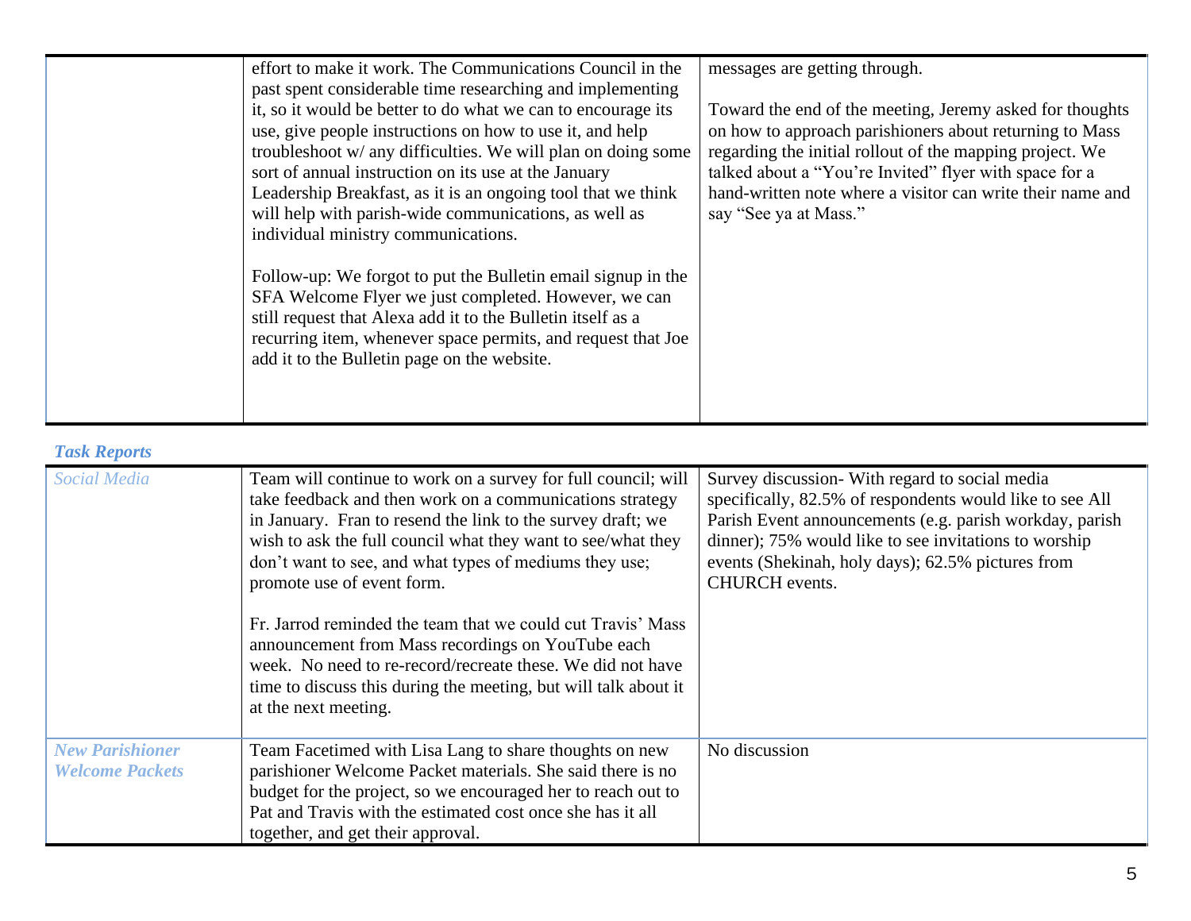| | | |
|---|---|---|
| | effort to make it work. The Communications Council in the past spent considerable time researching and implementing it, so it would be better to do what we can to encourage its use, give people instructions on how to use it, and help troubleshoot w/ any difficulties. We will plan on doing some sort of annual instruction on its use at the January Leadership Breakfast, as it is an ongoing tool that we think will help with parish-wide communications, as well as individual ministry communications.<br><br>Follow-up: We forgot to put the Bulletin email signup in the SFA Welcome Flyer we just completed. However, we can still request that Alexa add it to the Bulletin itself as a recurring item, whenever space permits, and request that Joe add it to the Bulletin page on the website. | messages are getting through.<br><br>Toward the end of the meeting, Jeremy asked for thoughts on how to approach parishioners about returning to Mass regarding the initial rollout of the mapping project. We talked about a "You're Invited" flyer with space for a hand-written note where a visitor can write their name and say "See ya at Mass." |

### *Task Reports*

| | | |
|---|---|---|
| *Social Media* | Team will continue to work on a survey for full council; will take feedback and then work on a communications strategy in January. Fran to resend the link to the survey draft; we wish to ask the full council what they want to see/what they don't want to see, and what types of mediums they use; promote use of event form.<br><br>Fr. Jarrod reminded the team that we could cut Travis' Mass announcement from Mass recordings on YouTube each week. No need to re-record/recreate these. We did not have time to discuss this during the meeting, but will talk about it at the next meeting. | Survey discussion- With regard to social media specifically, 82.5% of respondents would like to see All Parish Event announcements (e.g. parish workday, parish dinner); 75% would like to see invitations to worship events (Shekinah, holy days); 62.5% pictures from CHURCH events. |
| ***New Parishioner Welcome Packets*** | Team Facetimed with Lisa Lang to share thoughts on new parishioner Welcome Packet materials. She said there is no budget for the project, so we encouraged her to reach out to Pat and Travis with the estimated cost once she has it all together, and get their approval. | No discussion |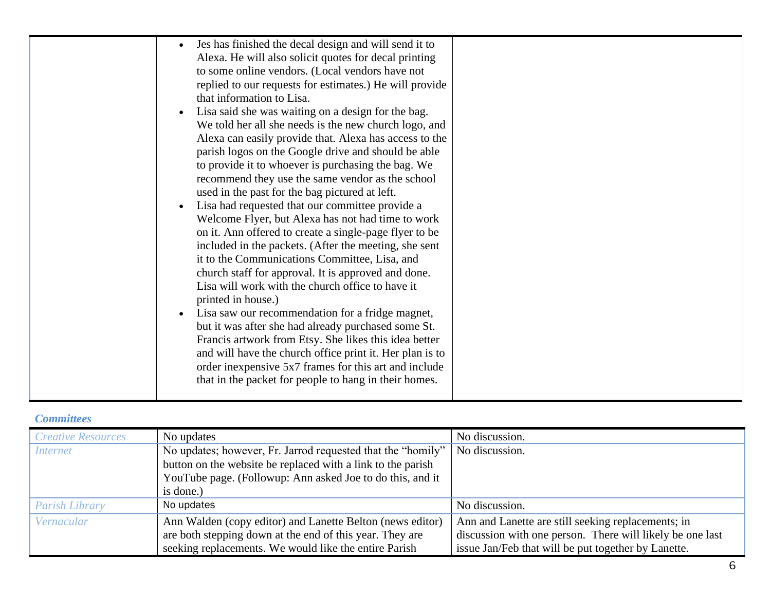| | | |
|---|---|---|
| | • Jes has finished the decal design and will send it to Alexa. He will also solicit quotes for decal printing to some online vendors. (Local vendors have not replied to our requests for estimates.) He will provide that information to Lisa.<br>• Lisa said she was waiting on a design for the bag. We told her all she needs is the new church logo, and Alexa can easily provide that. Alexa has access to the parish logos on the Google drive and should be able to provide it to whoever is purchasing the bag. We recommend they use the same vendor as the school used in the past for the bag pictured at left.<br>• Lisa had requested that our committee provide a Welcome Flyer, but Alexa has not had time to work on it. Ann offered to create a single-page flyer to be included in the packets. (After the meeting, she sent it to the Communications Committee, Lisa, and church staff for approval. It is approved and done. Lisa will work with the church office to have it printed in house.)<br>• Lisa saw our recommendation for a fridge magnet, but it was after she had already purchased some St. Francis artwork from Etsy. She likes this idea better and will have the church office print it. Her plan is to order inexpensive 5x7 frames for this art and include that in the packet for people to hang in their homes. | |

### *Committees*

| | | |
|---|---|---|
| *Creative Resources* | No updates | No discussion. |
| *Internet* | No updates; however, Fr. Jarrod requested that the "homily" button on the website be replaced with a link to the parish YouTube page. (Followup: Ann asked Joe to do this, and it is done.) | No discussion. |
| *Parish Library* | No updates | No discussion. |
| *Vernacular* | Ann Walden (copy editor) and Lanette Belton (news editor) are both stepping down at the end of this year. They are seeking replacements. We would like the entire Parish | Ann and Lanette are still seeking replacements; in discussion with one person. There will likely be one last issue Jan/Feb that will be put together by Lanette. |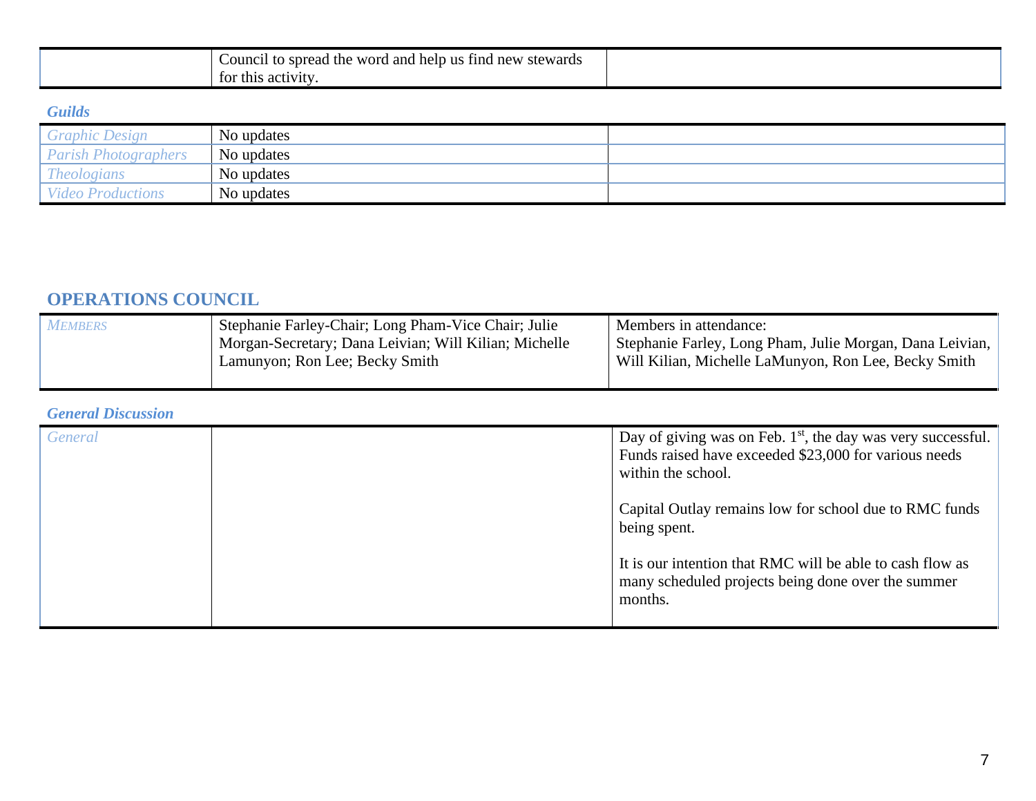| | Council to spread the word and help us find new stewards for this activity. | |
|---|---|---|

*Guilds*

| | | |
|---|---|---|
| *Graphic Design* | No updates | |
| *Parish Photographers* | No updates | |
| *Theologians* | No updates | |
| *Video Productions* | No updates | |

## OPERATIONS COUNCIL

| | | |
|---|---|---|
| *MEMBERS* | Stephanie Farley-Chair; Long Pham-Vice Chair; Julie Morgan-Secretary; Dana Leivian; Will Kilian; Michelle Lamunyon; Ron Lee; Becky Smith | Members in attendance: Stephanie Farley, Long Pham, Julie Morgan, Dana Leivian, Will Kilian, Michelle LaMunyon, Ron Lee, Becky Smith |

*General Discussion*

| | | |
|---|---|---|
| *General* | | Day of giving was on Feb. 1st, the day was very successful. Funds raised have exceeded $23,000 for various needs within the school.<br><br>Capital Outlay remains low for school due to RMC funds being spent.<br><br>It is our intention that RMC will be able to cash flow as many scheduled projects being done over the summer months. |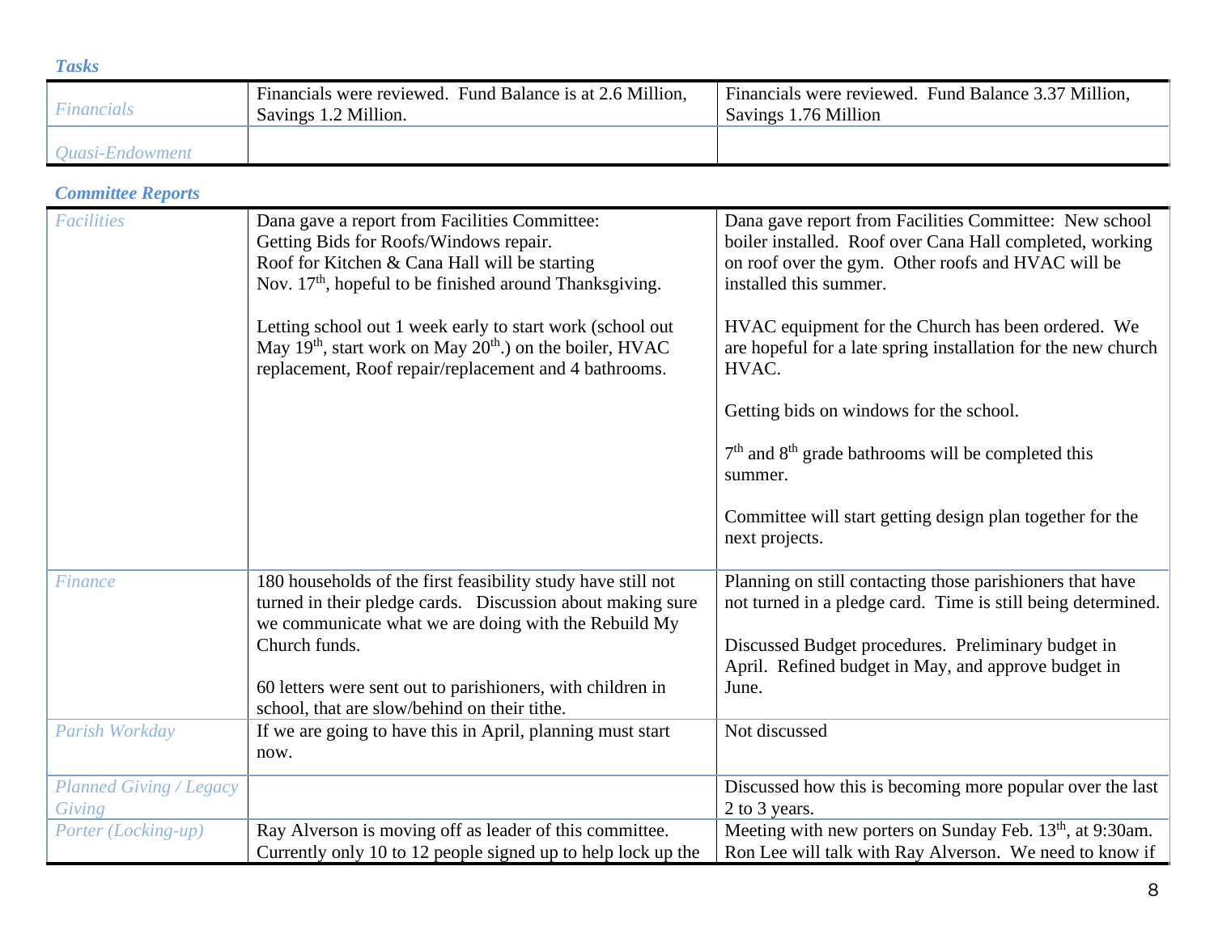***Tasks***

| | | |
|---|---|---|
| *Financials* | Financials were reviewed. Fund Balance is at 2.6 Million, Savings 1.2 Million. | Financials were reviewed. Fund Balance 3.37 Million, Savings 1.76 Million |
| *Quasi-Endowment* | | |

***Committee Reports***

| | | |
|---|---|---|
| *Facilities* | Dana gave a report from Facilities Committee: Getting Bids for Roofs/Windows repair. Roof for Kitchen & Cana Hall will be starting Nov. 17th, hopeful to be finished around Thanksgiving.<br><br>Letting school out 1 week early to start work (school out May 19th, start work on May 20th.) on the boiler, HVAC replacement, Roof repair/replacement and 4 bathrooms. | Dana gave report from Facilities Committee: New school boiler installed. Roof over Cana Hall completed, working on roof over the gym. Other roofs and HVAC will be installed this summer.<br><br>HVAC equipment for the Church has been ordered. We are hopeful for a late spring installation for the new church HVAC.<br><br>Getting bids on windows for the school.<br><br>7th and 8th grade bathrooms will be completed this summer.<br><br>Committee will start getting design plan together for the next projects. |
| *Finance* | 180 households of the first feasibility study have still not turned in their pledge cards. Discussion about making sure we communicate what we are doing with the Rebuild My Church funds.<br><br>60 letters were sent out to parishioners, with children in school, that are slow/behind on their tithe. | Planning on still contacting those parishioners that have not turned in a pledge card. Time is still being determined.<br><br>Discussed Budget procedures. Preliminary budget in April. Refined budget in May, and approve budget in June. |
| *Parish Workday* | If we are going to have this in April, planning must start now. | Not discussed |
| *Planned Giving / Legacy Giving* | | Discussed how this is becoming more popular over the last 2 to 3 years. |
| *Porter (Locking-up)* | Ray Alverson is moving off as leader of this committee. Currently only 10 to 12 people signed up to help lock up the | Meeting with new porters on Sunday Feb. 13th, at 9:30am. Ron Lee will talk with Ray Alverson. We need to know if |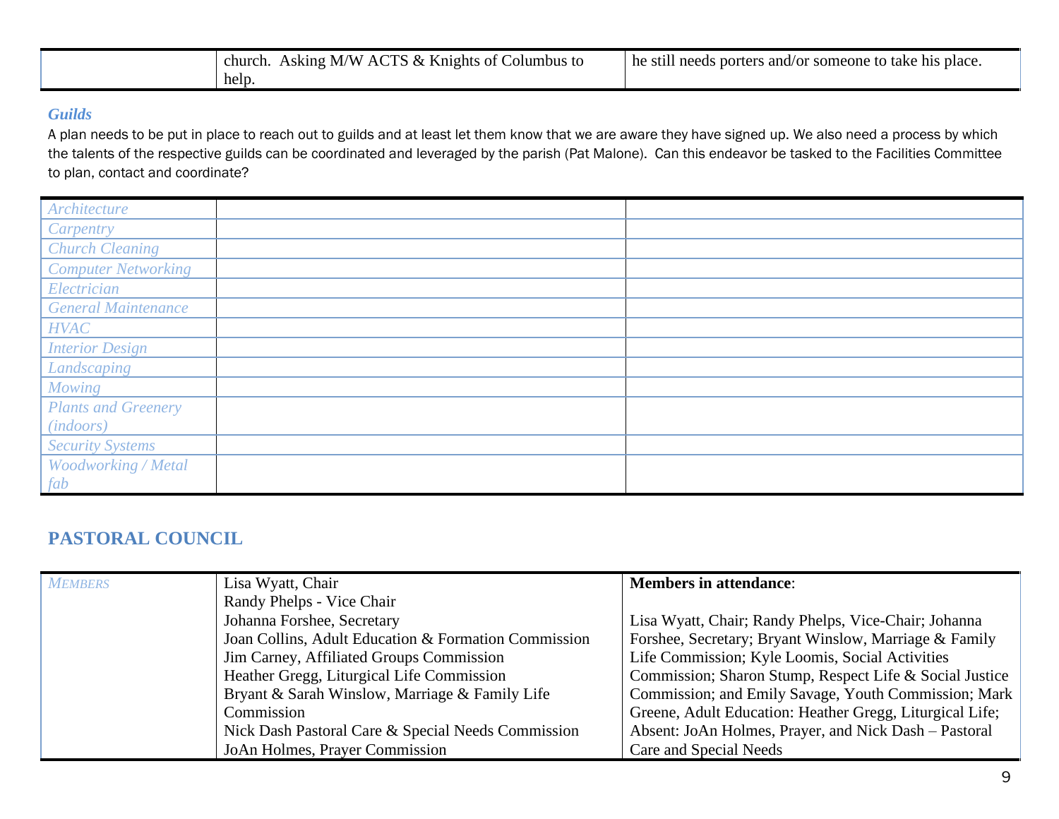| | church. Asking M/W ACTS & Knights of Columbus to help. | he still needs porters and/or someone to take his place. |
|---|---|---|

### *Guilds*

A plan needs to be put in place to reach out to guilds and at least let them know that we are aware they have signed up. We also need a process by which the talents of the respective guilds can be coordinated and leveraged by the parish (Pat Malone). Can this endeavor be tasked to the Facilities Committee to plan, contact and coordinate?

| | | |
|---|---|---|
| *Architecture* | | |
| *Carpentry* | | |
| *Church Cleaning* | | |
| *Computer Networking* | | |
| *Electrician* | | |
| *General Maintenance* | | |
| *HVAC* | | |
| *Interior Design* | | |
| *Landscaping* | | |
| *Mowing* | | |
| *Plants and Greenery (indoors)* | | |
| *Security Systems* | | |
| *Woodworking / Metal fab* | | |

## PASTORAL COUNCIL

| | | |
|---|---|---|
| *MEMBERS* | Lisa Wyatt, Chair<br>Randy Phelps - Vice Chair<br>Johanna Forshee, Secretary<br>Joan Collins, Adult Education & Formation Commission<br>Jim Carney, Affiliated Groups Commission<br>Heather Gregg, Liturgical Life Commission<br>Bryant & Sarah Winslow, Marriage & Family Life Commission<br>Nick Dash Pastoral Care & Special Needs Commission<br>JoAn Holmes, Prayer Commission | **Members in attendance**:<br><br>Lisa Wyatt, Chair; Randy Phelps, Vice-Chair; Johanna Forshee, Secretary; Bryant Winslow, Marriage & Family Life Commission; Kyle Loomis, Social Activities Commission; Sharon Stump, Respect Life & Social Justice Commission; and Emily Savage, Youth Commission; Mark Greene, Adult Education: Heather Gregg, Liturgical Life; Absent: JoAn Holmes, Prayer, and Nick Dash – Pastoral Care and Special Needs |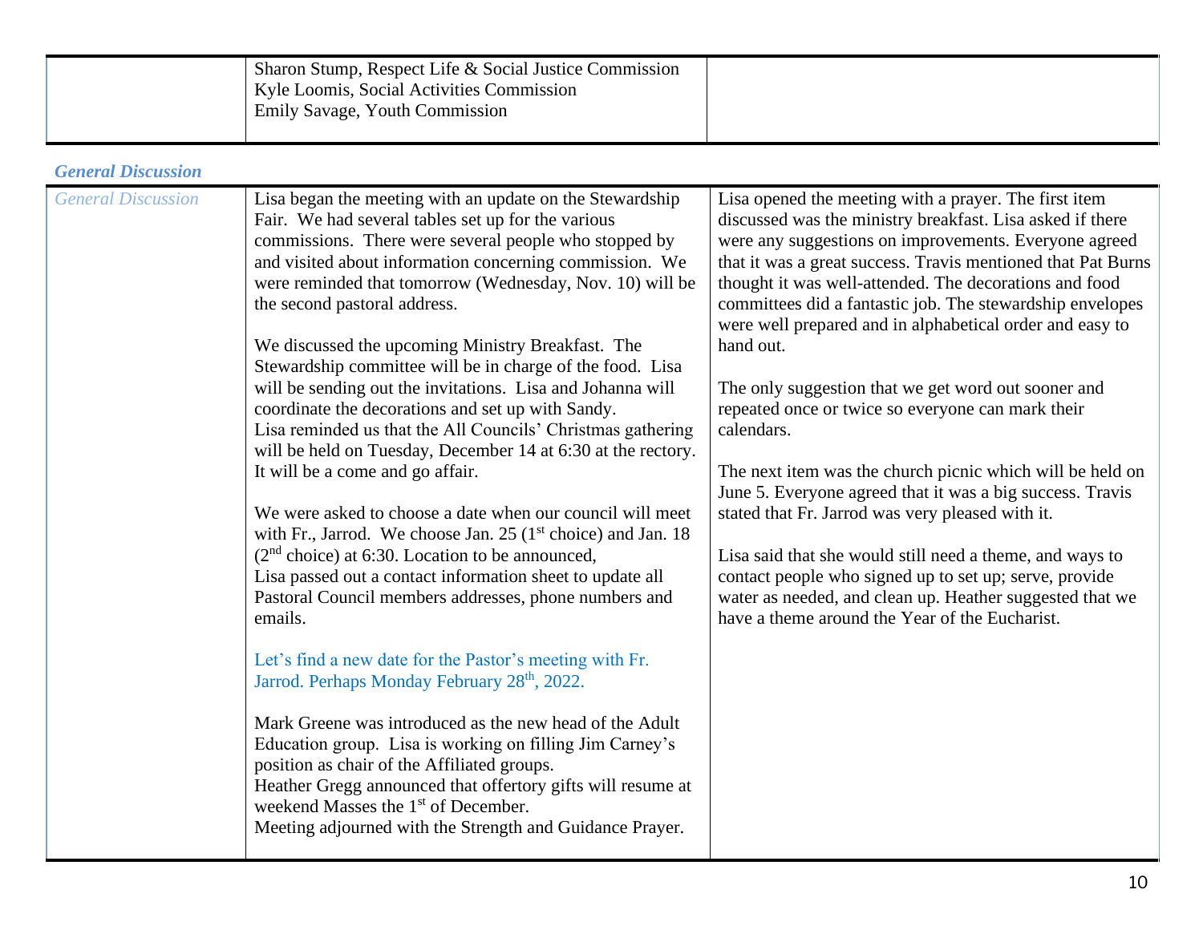| | Sharon Stump, Respect Life & Social Justice Commission<br>Kyle Loomis, Social Activities Commission<br>Emily Savage, Youth Commission | |
|---|---|---|

### *General Discussion*

| *General Discussion* | Lisa began the meeting with an update on the Stewardship Fair. We had several tables set up for the various commissions. There were several people who stopped by and visited about information concerning commission. We were reminded that tomorrow (Wednesday, Nov. 10) will be the second pastoral address.<br><br>We discussed the upcoming Ministry Breakfast. The Stewardship committee will be in charge of the food. Lisa will be sending out the invitations. Lisa and Johanna will coordinate the decorations and set up with Sandy.<br>Lisa reminded us that the All Councils' Christmas gathering will be held on Tuesday, December 14 at 6:30 at the rectory. It will be a come and go affair.<br><br>We were asked to choose a date when our council will meet with Fr., Jarrod. We choose Jan. 25 (1st choice) and Jan. 18 (2nd choice) at 6:30. Location to be announced,<br>Lisa passed out a contact information sheet to update all Pastoral Council members addresses, phone numbers and emails.<br><br>Let's find a new date for the Pastor's meeting with Fr. Jarrod. Perhaps Monday February 28th, 2022.<br><br>Mark Greene was introduced as the new head of the Adult Education group. Lisa is working on filling Jim Carney's position as chair of the Affiliated groups.<br>Heather Gregg announced that offertory gifts will resume at weekend Masses the 1st of December.<br>Meeting adjourned with the Strength and Guidance Prayer. | Lisa opened the meeting with a prayer. The first item discussed was the ministry breakfast. Lisa asked if there were any suggestions on improvements. Everyone agreed that it was a great success. Travis mentioned that Pat Burns thought it was well-attended. The decorations and food committees did a fantastic job. The stewardship envelopes were well prepared and in alphabetical order and easy to hand out.<br><br>The only suggestion that we get word out sooner and repeated once or twice so everyone can mark their calendars.<br><br>The next item was the church picnic which will be held on June 5. Everyone agreed that it was a big success. Travis stated that Fr. Jarrod was very pleased with it.<br><br>Lisa said that she would still need a theme, and ways to contact people who signed up to set up; serve, provide water as needed, and clean up. Heather suggested that we have a theme around the Year of the Eucharist. |
|---|---|---|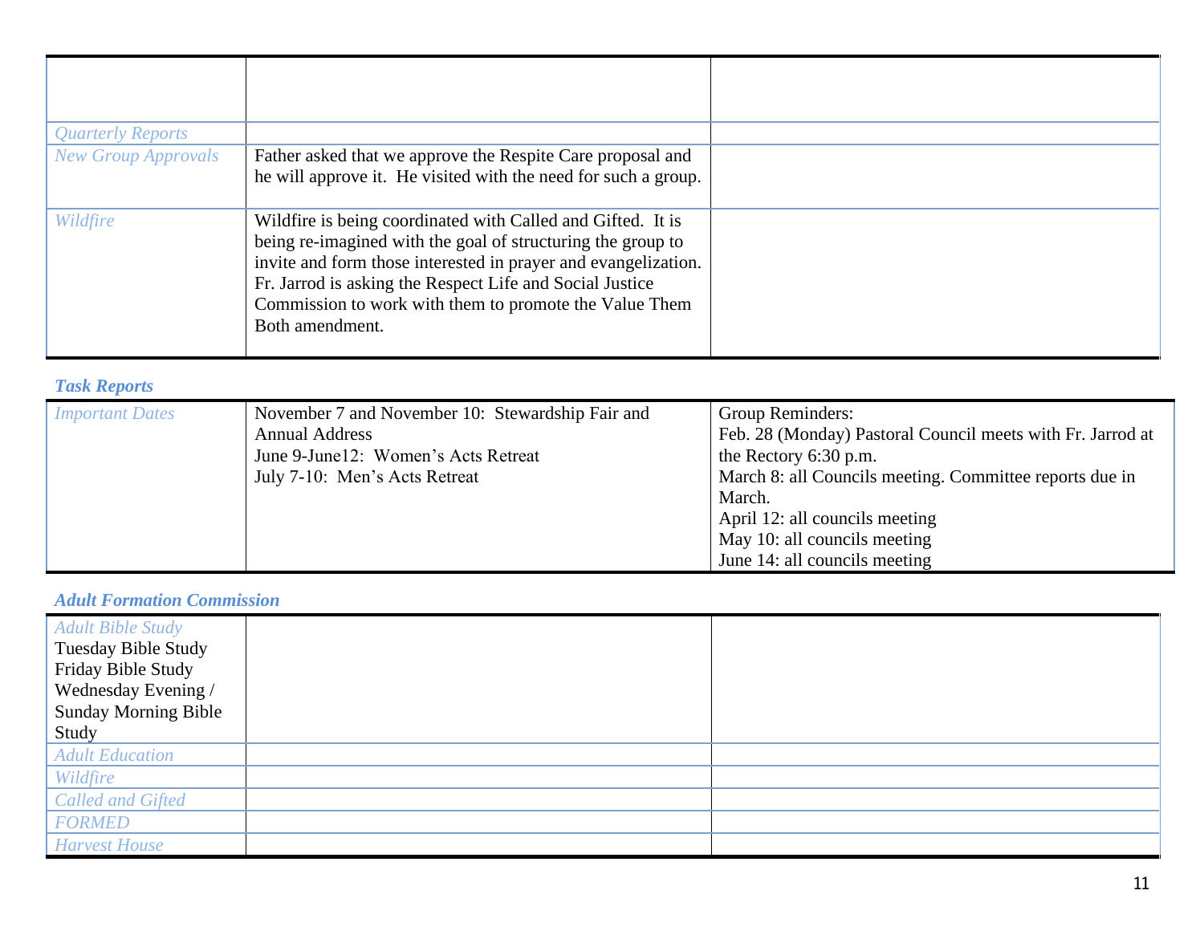| | | |
|---|---|---|
| | | |
| *Quarterly Reports* | | |
| *New Group Approvals* | Father asked that we approve the Respite Care proposal and he will approve it. He visited with the need for such a group. | |
| *Wildfire* | Wildfire is being coordinated with Called and Gifted. It is being re-imagined with the goal of structuring the group to invite and form those interested in prayer and evangelization. Fr. Jarrod is asking the Respect Life and Social Justice Commission to work with them to promote the Value Them Both amendment. | |

### *Task Reports*

| | | |
|---|---|---|
| *Important Dates* | November 7 and November 10: Stewardship Fair and Annual Address<br>June 9-June12: Women's Acts Retreat<br>July 7-10: Men's Acts Retreat | Group Reminders:<br>Feb. 28 (Monday) Pastoral Council meets with Fr. Jarrod at the Rectory 6:30 p.m.<br>March 8: all Councils meeting. Committee reports due in March.<br>April 12: all councils meeting<br>May 10: all councils meeting<br>June 14: all councils meeting |

### *Adult Formation Commission*

| | | |
|---|---|---|
| *Adult Bible Study*<br>Tuesday Bible Study<br>Friday Bible Study<br>Wednesday Evening / Sunday Morning Bible Study | | |
| *Adult Education* | | |
| *Wildfire* | | |
| *Called and Gifted* | | |
| *FORMED* | | |
| *Harvest House* | | |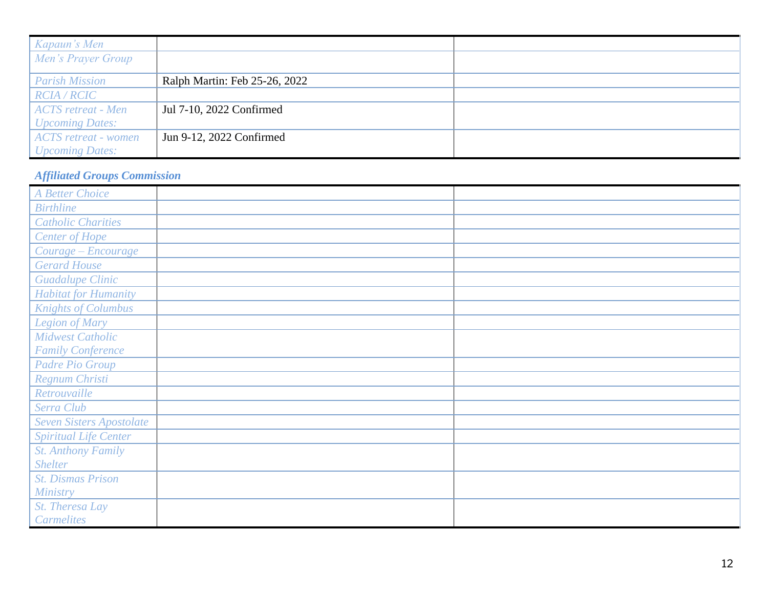| | | |
|---|---|---|
| *Kapaun's Men* | | |
| *Men's Prayer Group* | | |
| *Parish Mission* | Ralph Martin: Feb 25-26, 2022 | |
| *RCIA / RCIC* | | |
| *ACTS retreat - Men Upcoming Dates:* | Jul 7-10, 2022 Confirmed | |
| *ACTS retreat - women Upcoming Dates:* | Jun 9-12, 2022 Confirmed | |

***Affiliated Groups Commission***

| | | |
|---|---|---|
| *A Better Choice* | | |
| *Birthline* | | |
| *Catholic Charities* | | |
| *Center of Hope* | | |
| *Courage – Encourage* | | |
| *Gerard House* | | |
| *Guadalupe Clinic* | | |
| *Habitat for Humanity* | | |
| *Knights of Columbus* | | |
| *Legion of Mary* | | |
| *Midwest Catholic Family Conference* | | |
| *Padre Pio Group* | | |
| *Regnum Christi* | | |
| *Retrouvaille* | | |
| *Serra Club* | | |
| *Seven Sisters Apostolate* | | |
| *Spiritual Life Center* | | |
| *St. Anthony Family Shelter* | | |
| *St. Dismas Prison Ministry* | | |
| *St. Theresa Lay Carmelites* | | |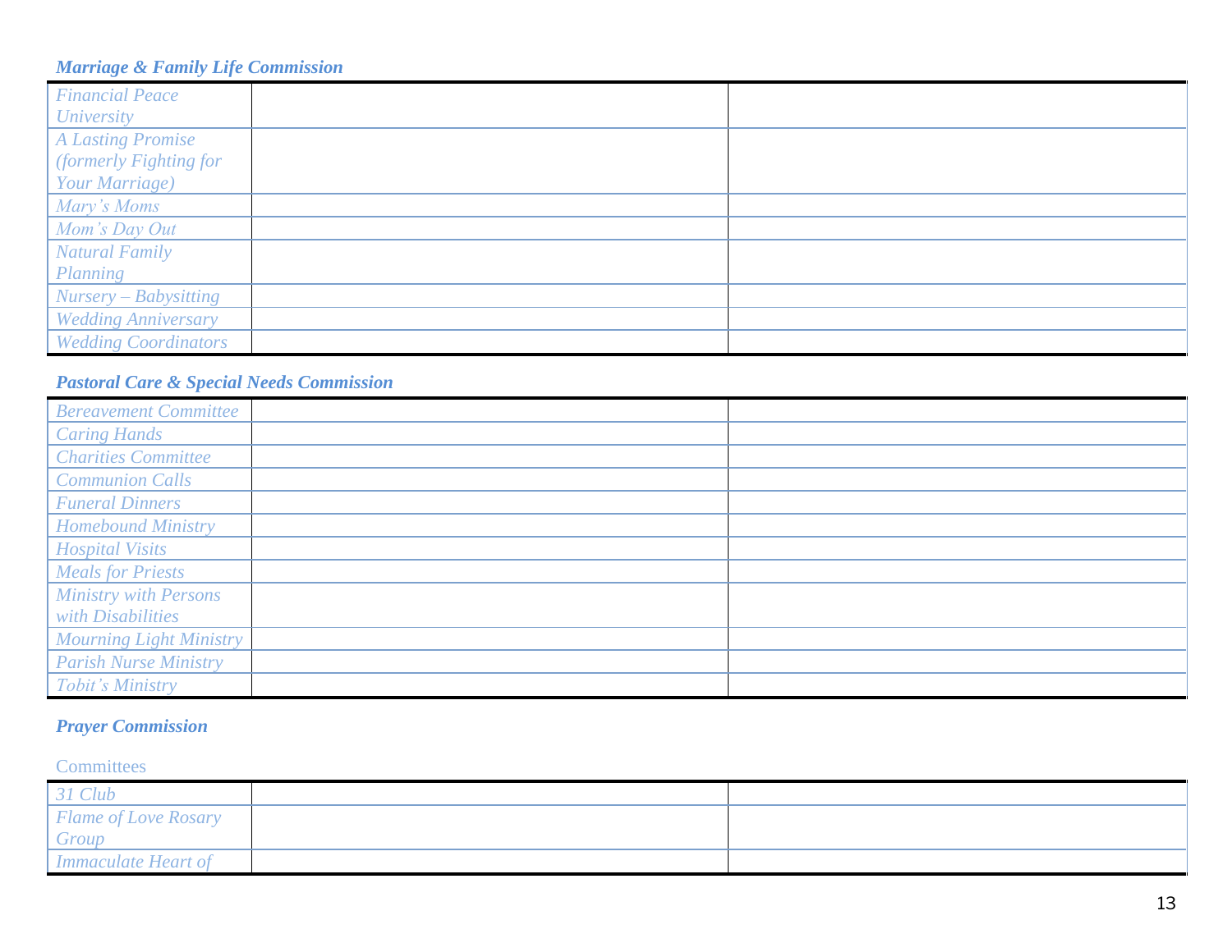### *Marriage & Family Life Commission*

| | | |
|---|---|---|
| *Financial Peace University* | | |
| *A Lasting Promise (formerly Fighting for Your Marriage)* | | |
| *Mary's Moms* | | |
| *Mom's Day Out* | | |
| *Natural Family Planning* | | |
| *Nursery – Babysitting* | | |
| *Wedding Anniversary* | | |
| *Wedding Coordinators* | | |

### *Pastoral Care & Special Needs Commission*

| | | |
|---|---|---|
| *Bereavement Committee* | | |
| *Caring Hands* | | |
| *Charities Committee* | | |
| *Communion Calls* | | |
| *Funeral Dinners* | | |
| *Homebound Ministry* | | |
| *Hospital Visits* | | |
| *Meals for Priests* | | |
| *Ministry with Persons with Disabilities* | | |
| *Mourning Light Ministry* | | |
| *Parish Nurse Ministry* | | |
| *Tobit's Ministry* | | |

### *Prayer Commission*

Committees

| | | |
|---|---|---|
| *31 Club* | | |
| *Flame of Love Rosary Group* | | |
| *Immaculate Heart of* | | |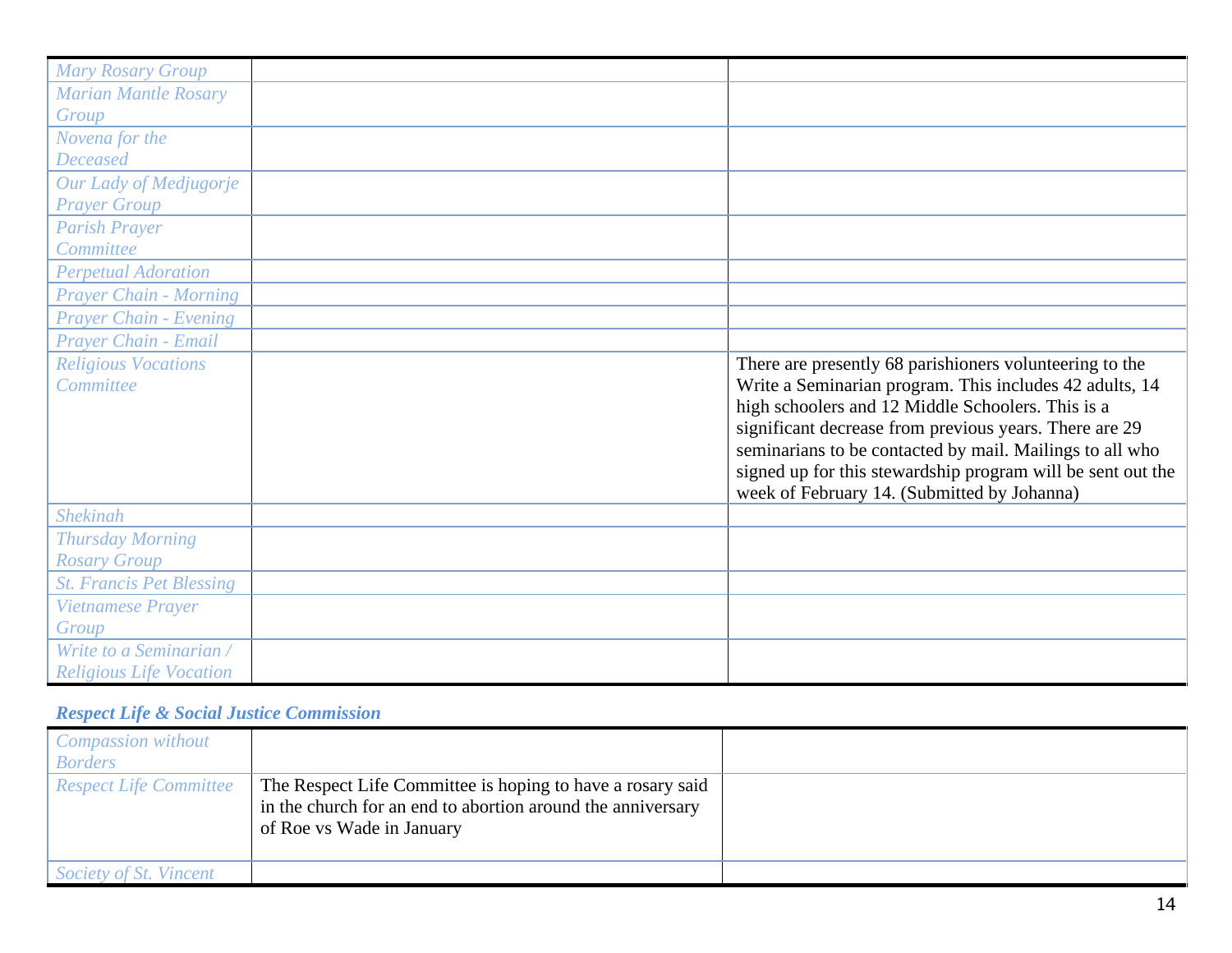| | | |
|---|---|---|
| *Mary Rosary Group* | | |
| *Marian Mantle Rosary Group* | | |
| *Novena for the Deceased* | | |
| *Our Lady of Medjugorje Prayer Group* | | |
| *Parish Prayer Committee* | | |
| *Perpetual Adoration* | | |
| *Prayer Chain - Morning* | | |
| *Prayer Chain - Evening* | | |
| *Prayer Chain - Email* | | |
| *Religious Vocations Committee* | | There are presently 68 parishioners volunteering to the Write a Seminarian program. This includes 42 adults, 14 high schoolers and 12 Middle Schoolers. This is a significant decrease from previous years. There are 29 seminarians to be contacted by mail. Mailings to all who signed up for this stewardship program will be sent out the week of February 14. (Submitted by Johanna) |
| *Shekinah* | | |
| *Thursday Morning Rosary Group* | | |
| *St. Francis Pet Blessing* | | |
| *Vietnamese Prayer Group* | | |
| *Write to a Seminarian / Religious Life Vocation* | | |

### *Respect Life & Social Justice Commission*

| | | |
|---|---|---|
| *Compassion without Borders* | | |
| *Respect Life Committee* | The Respect Life Committee is hoping to have a rosary said in the church for an end to abortion around the anniversary of Roe vs Wade in January | |
| *Society of St. Vincent* | | |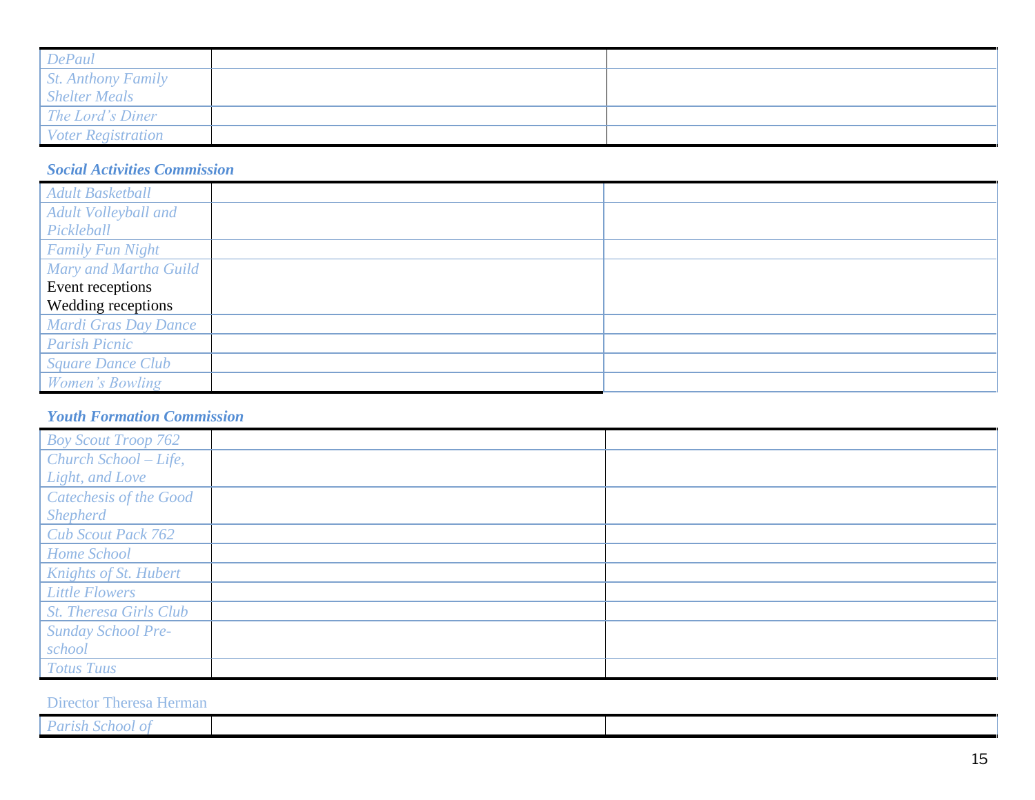| | | |
|---|---|---|
| *DePaul* | | |
| *St. Anthony Family Shelter Meals* | | |
| *The Lord's Diner* | | |
| *Voter Registration* | | |

***Social Activities Commission***

| | | |
|---|---|---|
| *Adult Basketball* | | |
| *Adult Volleyball and Pickleball* | | |
| *Family Fun Night* | | |
| *Mary and Martha Guild*<br>Event receptions<br>Wedding receptions | | |
| *Mardi Gras Day Dance* | | |
| *Parish Picnic* | | |
| *Square Dance Club* | | |
| *Women's Bowling* | | |

***Youth Formation Commission***

| | | |
|---|---|---|
| *Boy Scout Troop 762* | | |
| *Church School – Life, Light, and Love* | | |
| *Catechesis of the Good Shepherd* | | |
| *Cub Scout Pack 762* | | |
| *Home School* | | |
| *Knights of St. Hubert* | | |
| *Little Flowers* | | |
| *St. Theresa Girls Club* | | |
| *Sunday School Pre-school* | | |
| *Totus Tuus* | | |

Director Theresa Herman

| | | |
|---|---|---|
| *Parish School of* | | |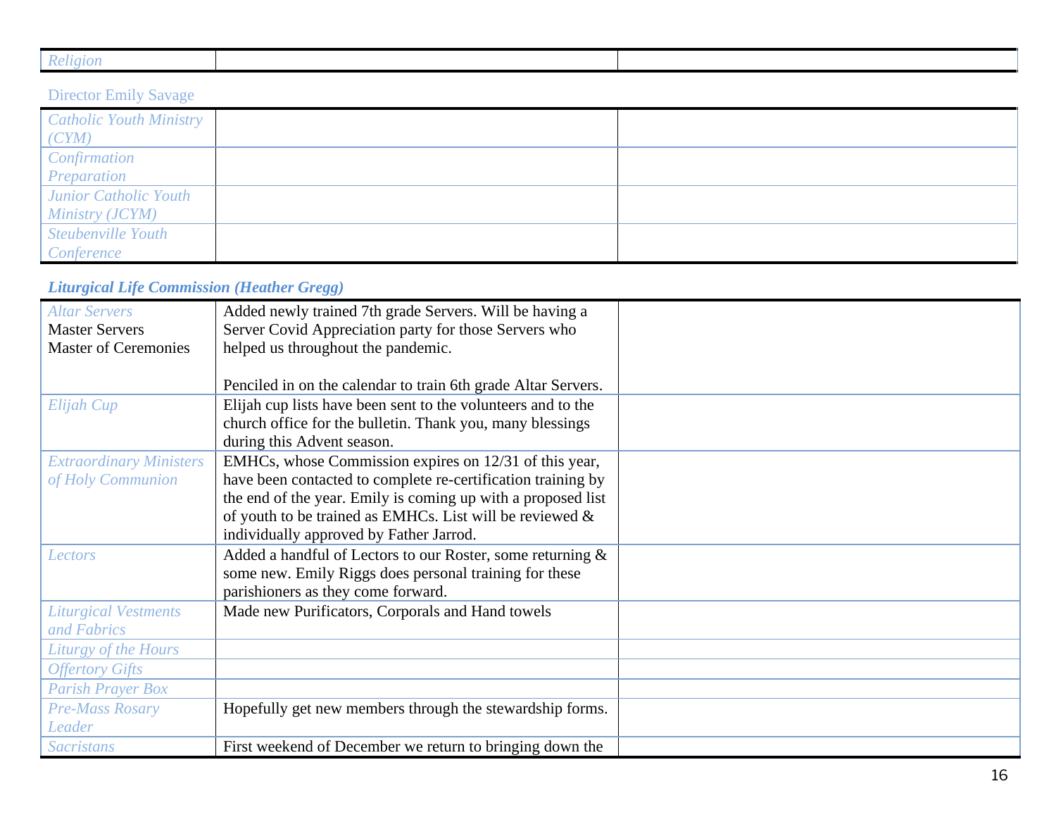| Religion | | |
|---|---|---|

Director Emily Savage

| | | |
|---|---|---|
| *Catholic Youth Ministry (CYM)* | | |
| *Confirmation Preparation* | | |
| *Junior Catholic Youth Ministry (JCYM)* | | |
| *Steubenville Youth Conference* | | |

### *Liturgical Life Commission (Heather Gregg)*

| | | |
|---|---|---|
| *Altar Servers*<br>Master Servers<br>Master of Ceremonies | Added newly trained 7th grade Servers. Will be having a Server Covid Appreciation party for those Servers who helped us throughout the pandemic.<br><br>Penciled in on the calendar to train 6th grade Altar Servers. | |
| *Elijah Cup* | Elijah cup lists have been sent to the volunteers and to the church office for the bulletin. Thank you, many blessings during this Advent season. | |
| *Extraordinary Ministers of Holy Communion* | EMHCs, whose Commission expires on 12/31 of this year, have been contacted to complete re-certification training by the end of the year. Emily is coming up with a proposed list of youth to be trained as EMHCs. List will be reviewed & individually approved by Father Jarrod. | |
| *Lectors* | Added a handful of Lectors to our Roster, some returning & some new. Emily Riggs does personal training for these parishioners as they come forward. | |
| *Liturgical Vestments and Fabrics* | Made new Purificators, Corporals and Hand towels | |
| *Liturgy of the Hours* | | |
| *Offertory Gifts* | | |
| *Parish Prayer Box* | | |
| *Pre-Mass Rosary Leader* | Hopefully get new members through the stewardship forms. | |
| *Sacristans* | First weekend of December we return to bringing down the | |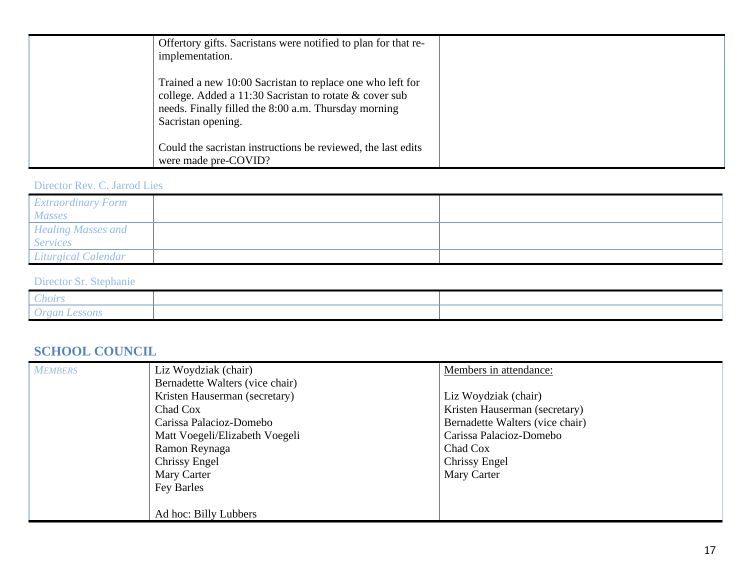| | | |
|---|---|---|
| | Offertory gifts. Sacristans were notified to plan for that re-implementation.<br><br>Trained a new 10:00 Sacristan to replace one who left for college. Added a 11:30 Sacristan to rotate & cover sub needs. Finally filled the 8:00 a.m. Thursday morning Sacristan opening.<br><br>Could the sacristan instructions be reviewed, the last edits were made pre-COVID? | |

Director Rev. C. Jarrod Lies

| | | |
|---|---|---|
| *Extraordinary Form Masses* | | |
| *Healing Masses and Services* | | |
| *Liturgical Calendar* | | |

Director Sr. Stephanie

| | | |
|---|---|---|
| *Choirs* | | |
| *Organ Lessons* | | |

## SCHOOL COUNCIL

| | | |
|---|---|---|
| *MEMBERS* | Liz Woydziak (chair)<br>Bernadette Walters (vice chair)<br>Kristen Hauserman (secretary)<br>Chad Cox<br>Carissa Palacioz-Domebo<br>Matt Voegeli/Elizabeth Voegeli<br>Ramon Reynaga<br>Chrissy Engel<br>Mary Carter<br>Fey Barles<br><br>Ad hoc: Billy Lubbers | <u>Members in attendance:</u><br><br>Liz Woydziak (chair)<br>Kristen Hauserman (secretary)<br>Bernadette Walters (vice chair)<br>Carissa Palacioz-Domebo<br>Chad Cox<br>Chrissy Engel<br>Mary Carter |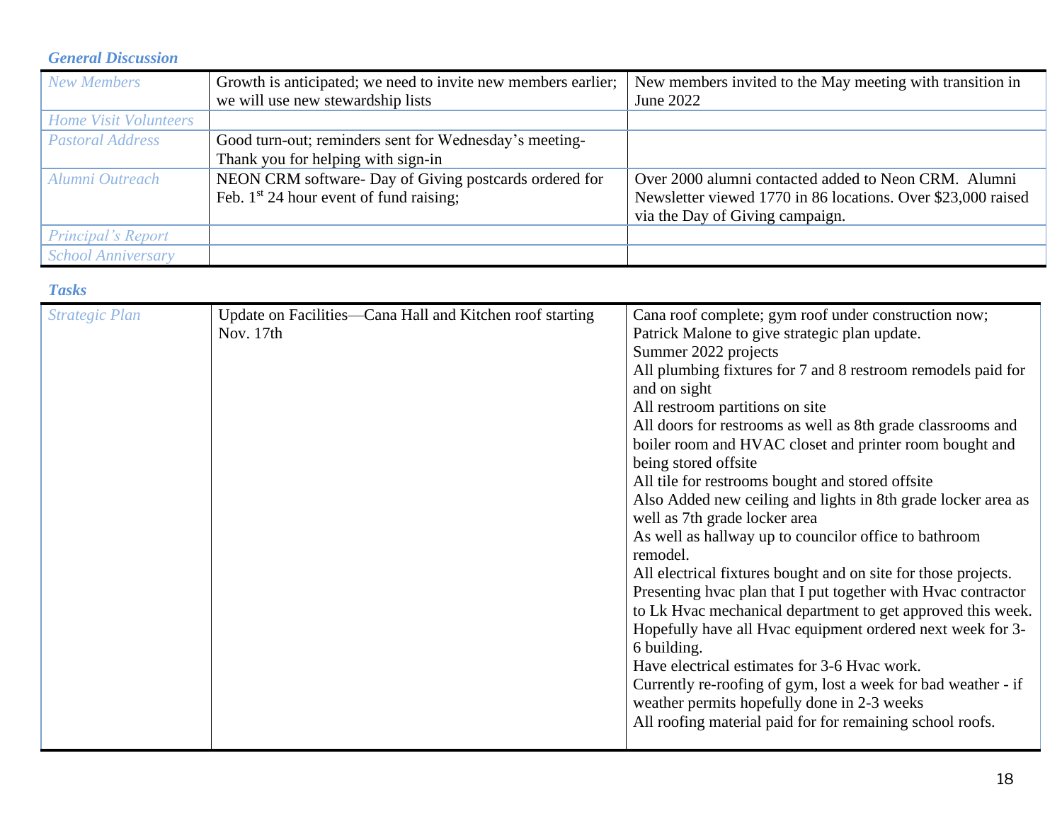### *General Discussion*

| | | |
|---|---|---|
| *New Members* | Growth is anticipated; we need to invite new members earlier; we will use new stewardship lists | New members invited to the May meeting with transition in June 2022 |
| *Home Visit Volunteers* | | |
| *Pastoral Address* | Good turn-out; reminders sent for Wednesday's meeting- Thank you for helping with sign-in | |
| *Alumni Outreach* | NEON CRM software- Day of Giving postcards ordered for Feb. 1st 24 hour event of fund raising; | Over 2000 alumni contacted added to Neon CRM. Alumni Newsletter viewed 1770 in 86 locations. Over $23,000 raised via the Day of Giving campaign. |
| *Principal's Report* | | |
| *School Anniversary* | | |

### *Tasks*

| | | |
|---|---|---|
| *Strategic Plan* | Update on Facilities—Cana Hall and Kitchen roof starting Nov. 17th | Cana roof complete; gym roof under construction now; Patrick Malone to give strategic plan update.<br>Summer 2022 projects<br>All plumbing fixtures for 7 and 8 restroom remodels paid for and on sight<br>All restroom partitions on site<br>All doors for restrooms as well as 8th grade classrooms and boiler room and HVAC closet and printer room bought and being stored offsite<br>All tile for restrooms bought and stored offsite<br>Also Added new ceiling and lights in 8th grade locker area as well as 7th grade locker area<br>As well as hallway up to councilor office to bathroom remodel.<br>All electrical fixtures bought and on site for those projects.<br>Presenting hvac plan that I put together with Hvac contractor to Lk Hvac mechanical department to get approved this week.<br>Hopefully have all Hvac equipment ordered next week for 3-6 building.<br>Have electrical estimates for 3-6 Hvac work.<br>Currently re-roofing of gym, lost a week for bad weather - if weather permits hopefully done in 2-3 weeks<br>All roofing material paid for for remaining school roofs. |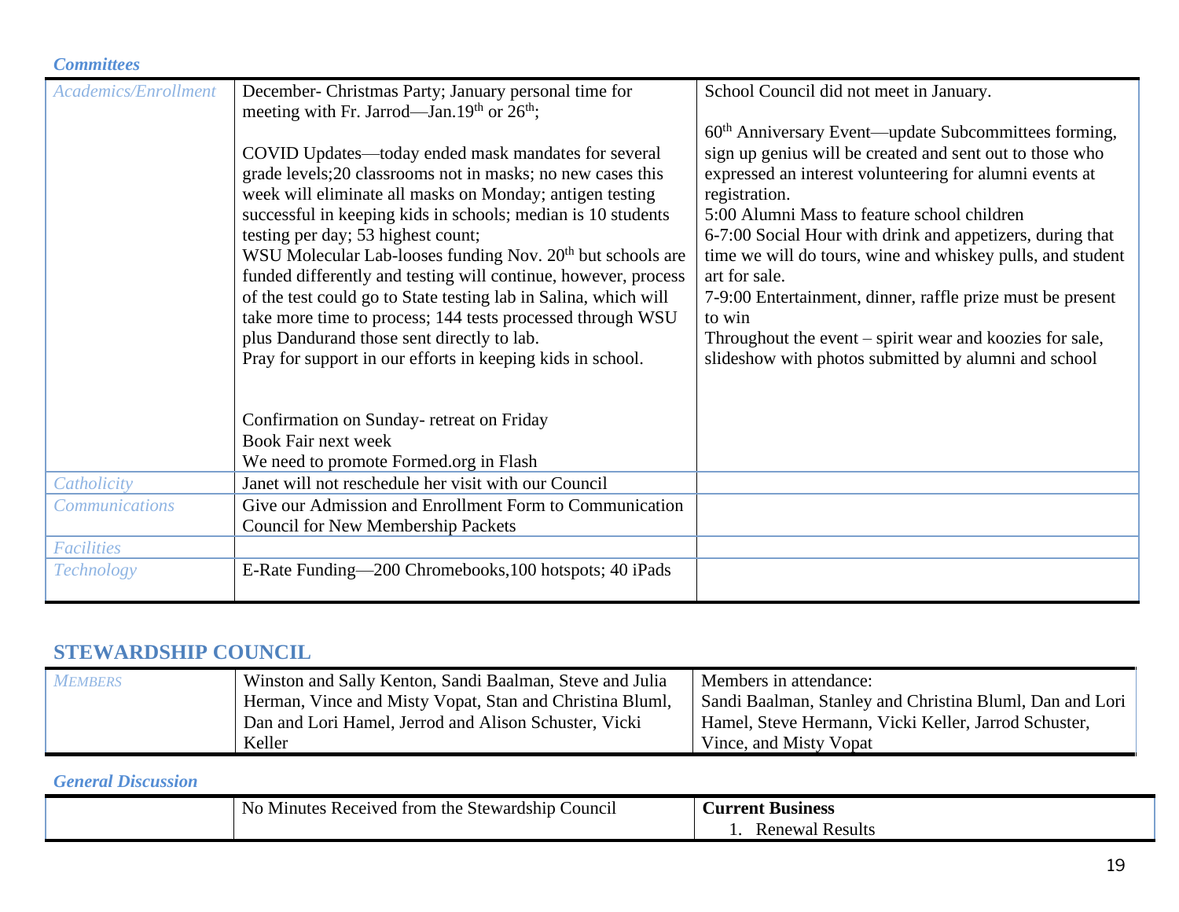### *Committees*

| | | |
|---|---|---|
| *Academics/Enrollment* | December- Christmas Party; January personal time for meeting with Fr. Jarrod—Jan.19th or 26th;<br><br>COVID Updates—today ended mask mandates for several grade levels;20 classrooms not in masks; no new cases this week will eliminate all masks on Monday; antigen testing successful in keeping kids in schools; median is 10 students testing per day; 53 highest count;<br>WSU Molecular Lab-looses funding Nov. 20th but schools are funded differently and testing will continue, however, process of the test could go to State testing lab in Salina, which will take more time to process; 144 tests processed through WSU plus Dandurand those sent directly to lab.<br>Pray for support in our efforts in keeping kids in school.<br><br>Confirmation on Sunday- retreat on Friday<br>Book Fair next week<br>We need to promote Formed.org in Flash | School Council did not meet in January.<br><br>60th Anniversary Event—update Subcommittees forming, sign up genius will be created and sent out to those who expressed an interest volunteering for alumni events at registration.<br>5:00 Alumni Mass to feature school children<br>6-7:00 Social Hour with drink and appetizers, during that time we will do tours, wine and whiskey pulls, and student art for sale.<br>7-9:00 Entertainment, dinner, raffle prize must be present to win<br>Throughout the event – spirit wear and koozies for sale, slideshow with photos submitted by alumni and school |
| *Catholicity* | Janet will not reschedule her visit with our Council | |
| *Communications* | Give our Admission and Enrollment Form to Communication Council for New Membership Packets | |
| *Facilities* | | |
| *Technology* | E-Rate Funding—200 Chromebooks,100 hotspots; 40 iPads | |

## STEWARDSHIP COUNCIL

| | | |
|---|---|---|
| *MEMBERS* | Winston and Sally Kenton, Sandi Baalman, Steve and Julia Herman, Vince and Misty Vopat, Stan and Christina Bluml, Dan and Lori Hamel, Jerrod and Alison Schuster, Vicki Keller | Members in attendance:<br>Sandi Baalman, Stanley and Christina Bluml, Dan and Lori Hamel, Steve Hermann, Vicki Keller, Jarrod Schuster, Vince, and Misty Vopat |

### *General Discussion*

| | | |
|---|---|---|
| | No Minutes Received from the Stewardship Council | **Current Business**<br>1. Renewal Results |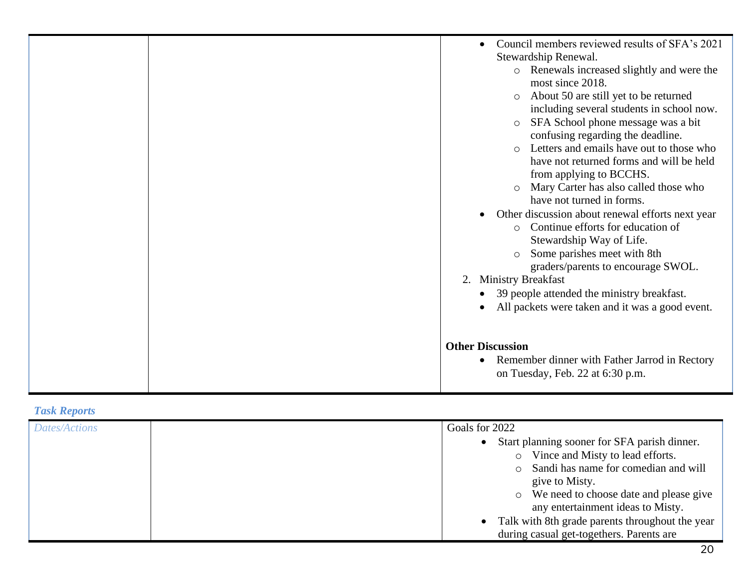| | | |
|---|---|---|
| | | • Council members reviewed results of SFA's 2021 Stewardship Renewal.<br>  ○ Renewals increased slightly and were the most since 2018.<br>  ○ About 50 are still yet to be returned including several students in school now.<br>  ○ SFA School phone message was a bit confusing regarding the deadline.<br>  ○ Letters and emails have out to those who have not returned forms and will be held from applying to BCCHS.<br>  ○ Mary Carter has also called those who have not turned in forms.<br>• Other discussion about renewal efforts next year<br>  ○ Continue efforts for education of Stewardship Way of Life.<br>  ○ Some parishes meet with 8th graders/parents to encourage SWOL.<br>2. Ministry Breakfast<br>• 39 people attended the ministry breakfast.<br>• All packets were taken and it was a good event.<br><br>**Other Discussion**<br>• Remember dinner with Father Jarrod in Rectory on Tuesday, Feb. 22 at 6:30 p.m. |

***Task Reports***

| | | |
|---|---|---|
| *Dates/Actions* | | Goals for 2022<br>• Start planning sooner for SFA parish dinner.<br>  ○ Vince and Misty to lead efforts.<br>  ○ Sandi has name for comedian and will give to Misty.<br>  ○ We need to choose date and please give any entertainment ideas to Misty.<br>• Talk with 8th grade parents throughout the year during casual get-togethers. Parents are |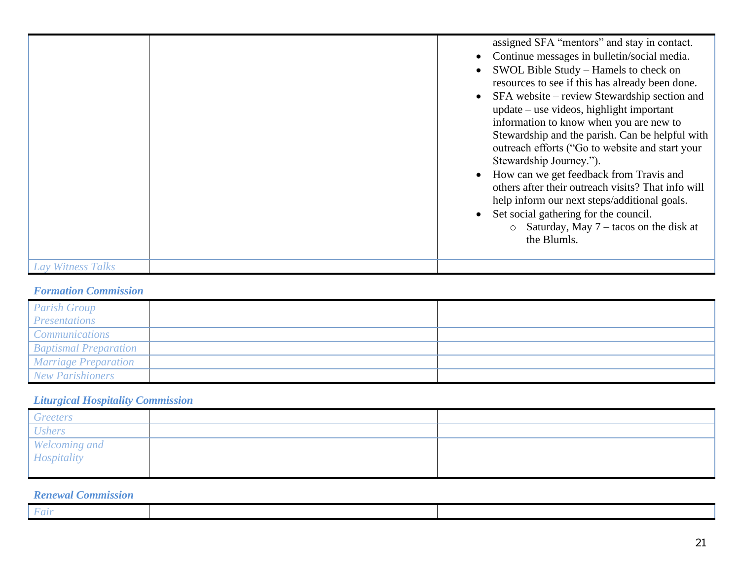| | | |
|---|---|---|
| | | assigned SFA "mentors" and stay in contact.<br>• Continue messages in bulletin/social media.<br>• SWOL Bible Study – Hamels to check on resources to see if this has already been done.<br>• SFA website – review Stewardship section and update – use videos, highlight important information to know when you are new to Stewardship and the parish. Can be helpful with outreach efforts ("Go to website and start your Stewardship Journey.").<br>• How can we get feedback from Travis and others after their outreach visits? That info will help inform our next steps/additional goals.<br>• Set social gathering for the council.<br>  ○ Saturday, May 7 – tacos on the disk at the Blumls. |
| *Lay Witness Talks* | | |

### *Formation Commission*

| | | |
|---|---|---|
| *Parish Group Presentations* | | |
| *Communications* | | |
| *Baptismal Preparation* | | |
| *Marriage Preparation* | | |
| *New Parishioners* | | |

### *Liturgical Hospitality Commission*

| | | |
|---|---|---|
| *Greeters* | | |
| *Ushers* | | |
| *Welcoming and Hospitality* | | |

### *Renewal Commission*

| | | |
|---|---|---|
| *Fair* | | |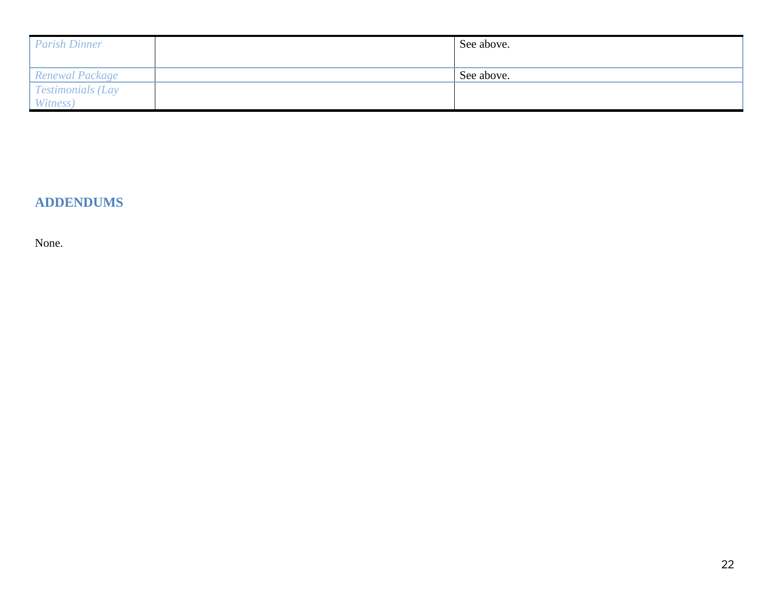| | | |
|---|---|---|
| *Parish Dinner* | | See above. |
| *Renewal Package* | | See above. |
| *Testimonials (Lay Witness)* | | |

## ADDENDUMS

None.